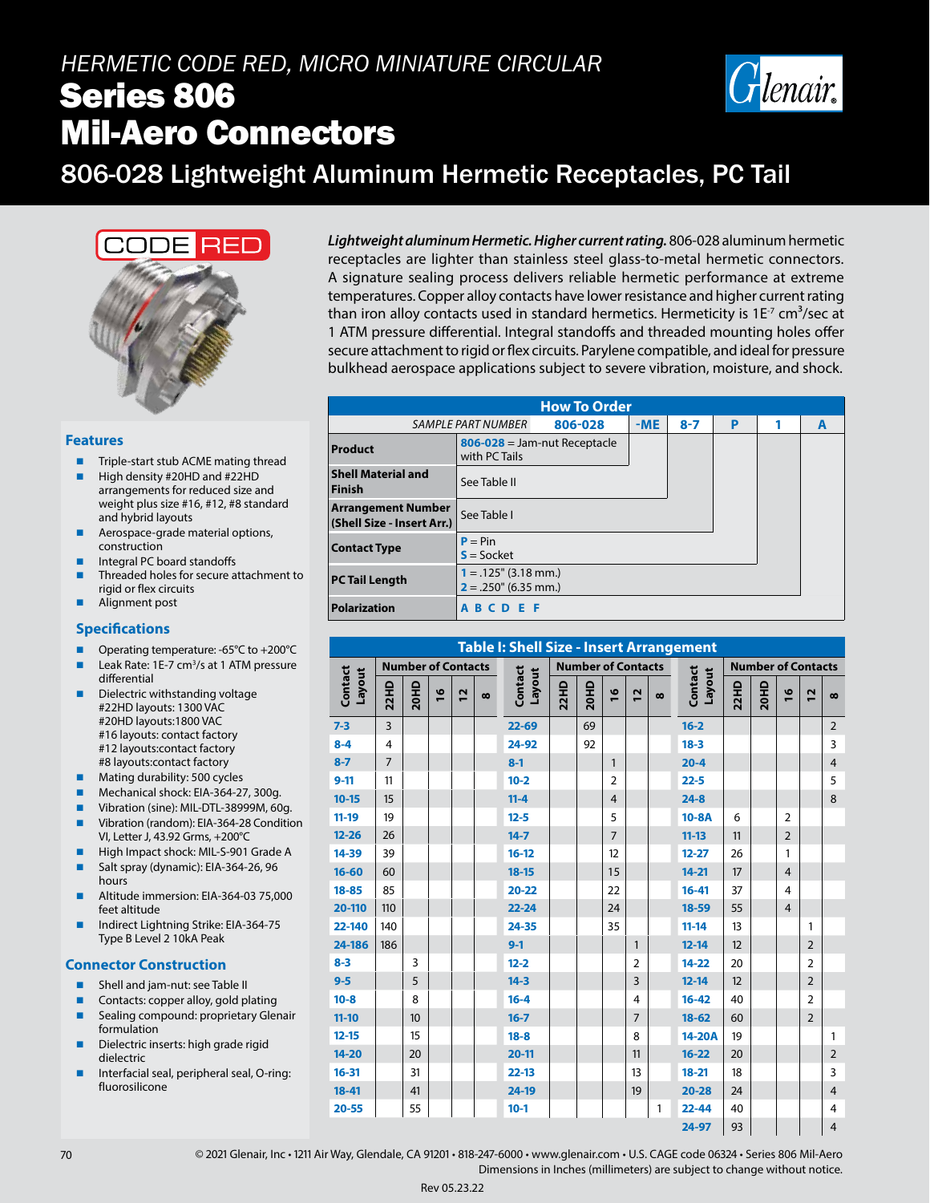# HERMETIC CODE RED, MICRO MINIATURE CIRCULAR

# Series 806 Mil-Aero Connectors

## 806-028 Lightweight Aluminum Hermetic Receptacles, PC Tail

CODE RED

***Lightweight aluminum Hermetic. Higher current rating.*** 806-028 aluminum hermetic receptacles are lighter than stainless steel glass-to-metal hermetic connectors. A signature sealing process delivers reliable hermetic performance at extreme temperatures. Copper alloy contacts have lower resistance and higher current rating than iron alloy contacts used in standard hermetics. Hermeticity is 1E-7 $cm^3$/sec at 1 ATM pressure differential. Integral standoffs and threaded mounting holes offer secure attachment to rigid or flex circuits. Parylene compatible, and ideal for pressure bulkhead aerospace applications subject to severe vibration, moisture, and shock.

### Features

- Triple-start stub ACME mating thread
- High density #20HD and #22HD arrangements for reduced size and weight plus size #16, #12, #8 standard and hybrid layouts
- Aerospace-grade material options, construction
- Integral PC board standoffs
- Threaded holes for secure attachment to rigid or flex circuits
- Alignment post

### Specifications

- Operating temperature: -65°C to +200°C
- Leak Rate: 1E-7 $cm^3$/s at 1 ATM pressure differential
- Dielectric withstanding voltage
  #22HD layouts: 1300 VAC
  #20HD layouts:1800 VAC
  #16 layouts: contact factory
  #12 layouts:contact factory
  #8 layouts:contact factory
- Mating durability: 500 cycles
- Mechanical shock: EIA-364-27, 300g.
- Vibration (sine): MIL-DTL-38999M, 60g.
- Vibration (random): EIA-364-28 Condition VI, Letter J, 43.92 Grms, +200°C
- High Impact shock: MIL-S-901 Grade A
- Salt spray (dynamic): EIA-364-26, 96 hours
- Altitude immersion: EIA-364-03 75,000 feet altitude
- Indirect Lightning Strike: EIA-364-75 Type B Level 2 10kA Peak

### Connector Construction

- Shell and jam-nut: see Table II
- Contacts: copper alloy, gold plating
- Sealing compound: proprietary Glenair formulation
- Dielectric inserts: high grade rigid dielectric
- Interfacial seal, peripheral seal, O-ring: fluorosilicone

### How To Order

| SAMPLE PART NUMBER | 806-028 | -ME | 8-7 | P | 1 | A |
|---|---|---|---|---|---|---|
| **Product** | **806-028** = Jam-nut Receptacle with PC Tails | | | | | |
| **Shell Material and Finish** | See Table II | | | | | |
| **Arrangement Number (Shell Size - Insert Arr.)** | See Table I | | | | | |
| **Contact Type** | **P** = Pin<br>**S** = Socket | | | | | |
| **PC Tail Length** | **1** = .125" (3.18 mm.)<br>**2** = .250" (6.35 mm.) | | | | | |
| **Polarization** | **A B C D E F** | | | | | |

### Table I: Shell Size - Insert Arrangement

| Contact Layout | Number of Contacts | | | | |
|---|---|---|---|---|---|
| | 22HD | 20HD | 16 | 12 | 8 |
| 7-3 | 3 | | | | |
| 8-4 | 4 | | | | |
| 8-7 | 7 | | | | |
| 9-11 | 11 | | | | |
| 10-15 | 15 | | | | |
| 11-19 | 19 | | | | |
| 12-26 | 26 | | | | |
| 14-39 | 39 | | | | |
| 16-60 | 60 | | | | |
| 18-85 | 85 | | | | |
| 20-110 | 110 | | | | |
| 22-140 | 140 | | | | |
| 24-186 | 186 | | | | |
| 8-3 | | 3 | | | |
| 9-5 | | 5 | | | |
| 10-8 | | 8 | | | |
| 11-10 | | 10 | | | |
| 12-15 | | 15 | | | |
| 14-20 | | 20 | | | |
| 16-31 | | 31 | | | |
| 18-41 | | 41 | | | |
| 20-55 | | 55 | | | |
| 22-69 | | 69 | | | |
| 24-92 | | 92 | | | |
| 8-1 | | | 1 | | |
| 10-2 | | | 2 | | |
| 11-4 | | | 4 | | |
| 12-5 | | | 5 | | |
| 14-7 | | | 7 | | |
| 16-12 | | | 12 | | |
| 18-15 | | | 15 | | |
| 20-22 | | | 22 | | |
| 22-24 | | | 24 | | |
| 24-35 | | | 35 | | |
| 9-1 | | | | 1 | |
| 12-2 | | | | 2 | |
| 14-3 | | | | 3 | |
| 16-4 | | | | 4 | |
| 16-7 | | | | 7 | |
| 18-8 | | | | 8 | |
| 20-11 | | | | 11 | |
| 22-13 | | | | 13 | |
| 24-19 | | | | 19 | |
| 10-1 | | | | | 1 |
| 16-2 | | | | | 2 |
| 18-3 | | | | | 3 |
| 20-4 | | | | | 4 |
| 22-5 | | | | | 5 |
| 24-8 | | | | | 8 |
| 10-8A | 6 | | 2 | | |
| 11-13 | 11 | | 2 | | |
| 12-27 | 26 | | 1 | | |
| 14-21 | 17 | | 4 | | |
| 16-41 | 37 | | 4 | | |
| 18-59 | 55 | | 4 | | |
| 11-14 | 13 | | | 1 | |
| 12-14 | 12 | | | 2 | |
| 14-22 | 20 | | | 2 | |
| 12-14 | 12 | | | 2 | |
| 16-42 | 40 | | | 2 | |
| 18-62 | 60 | | | 2 | |
| 14-20A | 19 | | | | 1 |
| 16-22 | 20 | | | | 2 |
| 18-21 | 18 | | | | 3 |
| 20-28 | 24 | | | | 4 |
| 22-44 | 40 | | | | 4 |
| 24-97 | 93 | | | | 4 |

© 2021 Glenair, Inc • 1211 Air Way, Glendale, CA 91201 • 818-247-6000 • www.glenair.com • U.S. CAGE code 06324 • Series 806 Mil-Aero
Dimensions in Inches (millimeters) are subject to change without notice.

Rev 05.23.22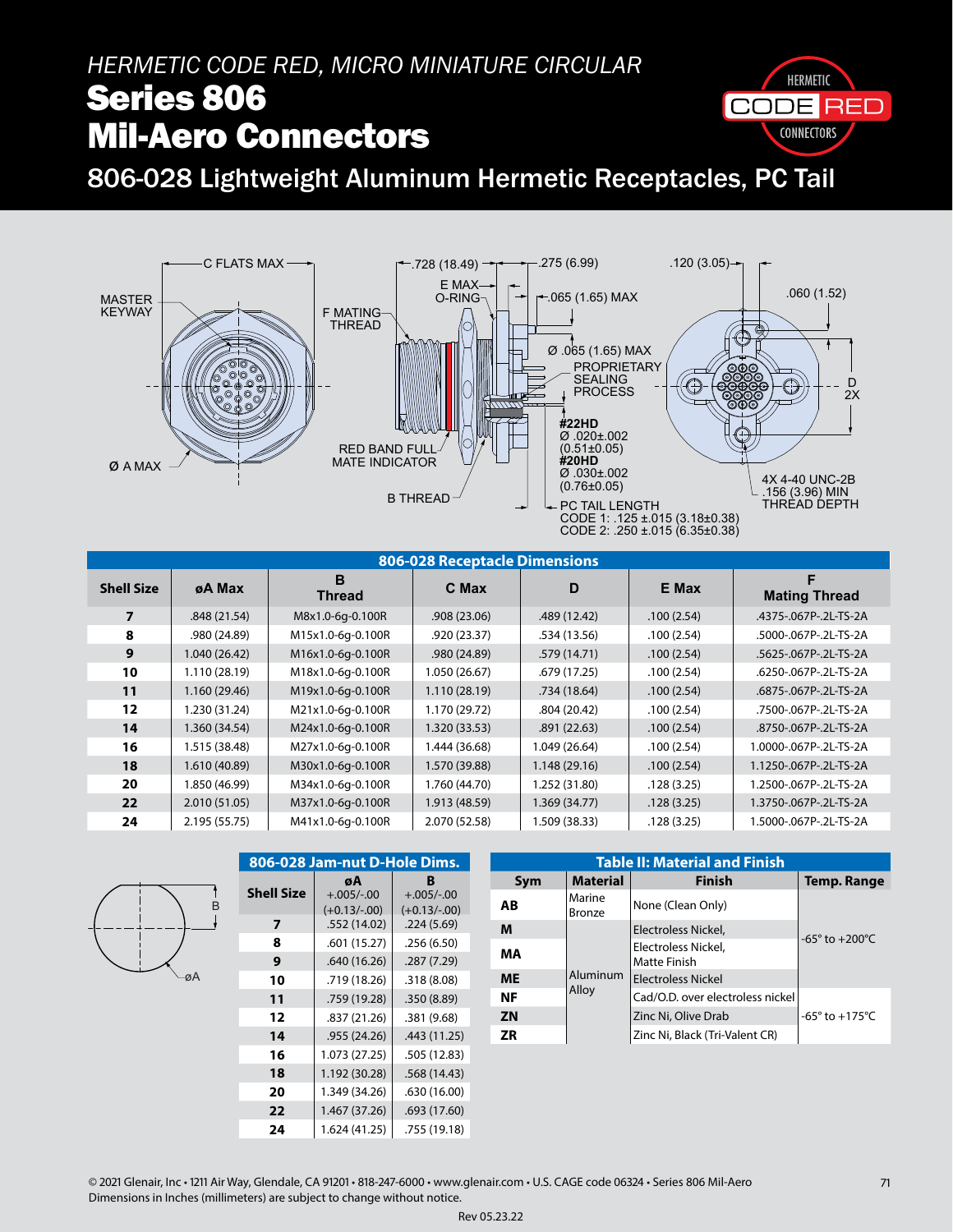*HERMETIC CODE RED, MICRO MINIATURE CIRCULAR*

# Series 806 Mil-Aero Connectors

## 806-028 Lightweight Aluminum Hermetic Receptacles, PC Tail

C FLATS MAX
MASTER KEYWAY
F MATING THREAD
Ø A MAX
RED BAND FULL MATE INDICATOR
B THREAD
.728 (18.49)
E MAX
O-RING
.275 (6.99)
.065 (1.65) MAX
Ø .065 (1.65) MAX
PROPRIETARY SEALING PROCESS
#22HD
Ø .020±.002 (0.51±0.05)
#20HD
Ø .030±.002 (0.76±0.05)
PC TAIL LENGTH
CODE 1: .125 ±.015 (3.18±0.38)
CODE 2: .250 ±.015 (6.35±0.38)
.120 (3.05)
.060 (1.52)
D 2X
4X 4-40 UNC-2B
.156 (3.96) MIN THREAD DEPTH

**806-028 Receptacle Dimensions**

| Shell Size | øA Max | B Thread | C Max | D | E Max | F Mating Thread |
|---|---|---|---|---|---|---|
| 7 | .848 (21.54) | M8x1.0-6g-0.100R | .908 (23.06) | .489 (12.42) | .100 (2.54) | .4375-.067P-.2L-TS-2A |
| 8 | .980 (24.89) | M15x1.0-6g-0.100R | .920 (23.37) | .534 (13.56) | .100 (2.54) | .5000-.067P-.2L-TS-2A |
| 9 | 1.040 (26.42) | M16x1.0-6g-0.100R | .980 (24.89) | .579 (14.71) | .100 (2.54) | .5625-.067P-.2L-TS-2A |
| 10 | 1.110 (28.19) | M18x1.0-6g-0.100R | 1.050 (26.67) | .679 (17.25) | .100 (2.54) | .6250-.067P-.2L-TS-2A |
| 11 | 1.160 (29.46) | M19x1.0-6g-0.100R | 1.110 (28.19) | .734 (18.64) | .100 (2.54) | .6875-.067P-.2L-TS-2A |
| 12 | 1.230 (31.24) | M21x1.0-6g-0.100R | 1.170 (29.72) | .804 (20.42) | .100 (2.54) | .7500-.067P-.2L-TS-2A |
| 14 | 1.360 (34.54) | M24x1.0-6g-0.100R | 1.320 (33.53) | .891 (22.63) | .100 (2.54) | .8750-.067P-.2L-TS-2A |
| 16 | 1.515 (38.48) | M27x1.0-6g-0.100R | 1.444 (36.68) | 1.049 (26.64) | .100 (2.54) | 1.0000-.067P-.2L-TS-2A |
| 18 | 1.610 (40.89) | M30x1.0-6g-0.100R | 1.570 (39.88) | 1.148 (29.16) | .100 (2.54) | 1.1250-.067P-.2L-TS-2A |
| 20 | 1.850 (46.99) | M34x1.0-6g-0.100R | 1.760 (44.70) | 1.252 (31.80) | .128 (3.25) | 1.2500-.067P-.2L-TS-2A |
| 22 | 2.010 (51.05) | M37x1.0-6g-0.100R | 1.913 (48.59) | 1.369 (34.77) | .128 (3.25) | 1.3750-.067P-.2L-TS-2A |
| 24 | 2.195 (55.75) | M41x1.0-6g-0.100R | 2.070 (52.58) | 1.509 (38.33) | .128 (3.25) | 1.5000-.067P-.2L-TS-2A |

B
øA

**806-028 Jam-nut D-Hole Dims.**

| Shell Size | øA +.005/-.00 (+0.13/-.00) | B +.005/-.00 (+0.13/-.00) |
|---|---|---|
| 7 | .552 (14.02) | .224 (5.69) |
| 8 | .601 (15.27) | .256 (6.50) |
| 9 | .640 (16.26) | .287 (7.29) |
| 10 | .719 (18.26) | .318 (8.08) |
| 11 | .759 (19.28) | .350 (8.89) |
| 12 | .837 (21.26) | .381 (9.68) |
| 14 | .955 (24.26) | .443 (11.25) |
| 16 | 1.073 (27.25) | .505 (12.83) |
| 18 | 1.192 (30.28) | .568 (14.43) |
| 20 | 1.349 (34.26) | .630 (16.00) |
| 22 | 1.467 (37.26) | .693 (17.60) |
| 24 | 1.624 (41.25) | .755 (19.18) |

**Table II: Material and Finish**

| Sym | Material | Finish | Temp. Range |
|---|---|---|---|
| AB | Marine Bronze | None (Clean Only) | -65° to +200°C |
| M | Aluminum Alloy | Electroless Nickel, | |
| MA | | Electroless Nickel, Matte Finish | |
| ME | | Electroless Nickel | |
| NF | | Cad/O.D. over electroless nickel | |
| ZN | | Zinc Ni, Olive Drab | -65° to +175°C |
| ZR | | Zinc Ni, Black (Tri-Valent CR) | |

© 2021 Glenair, Inc • 1211 Air Way, Glendale, CA 91201 • 818-247-6000 • www.glenair.com • U.S. CAGE code 06324 • Series 806 Mil-Aero
Dimensions in Inches (millimeters) are subject to change without notice.

Rev 05.23.22